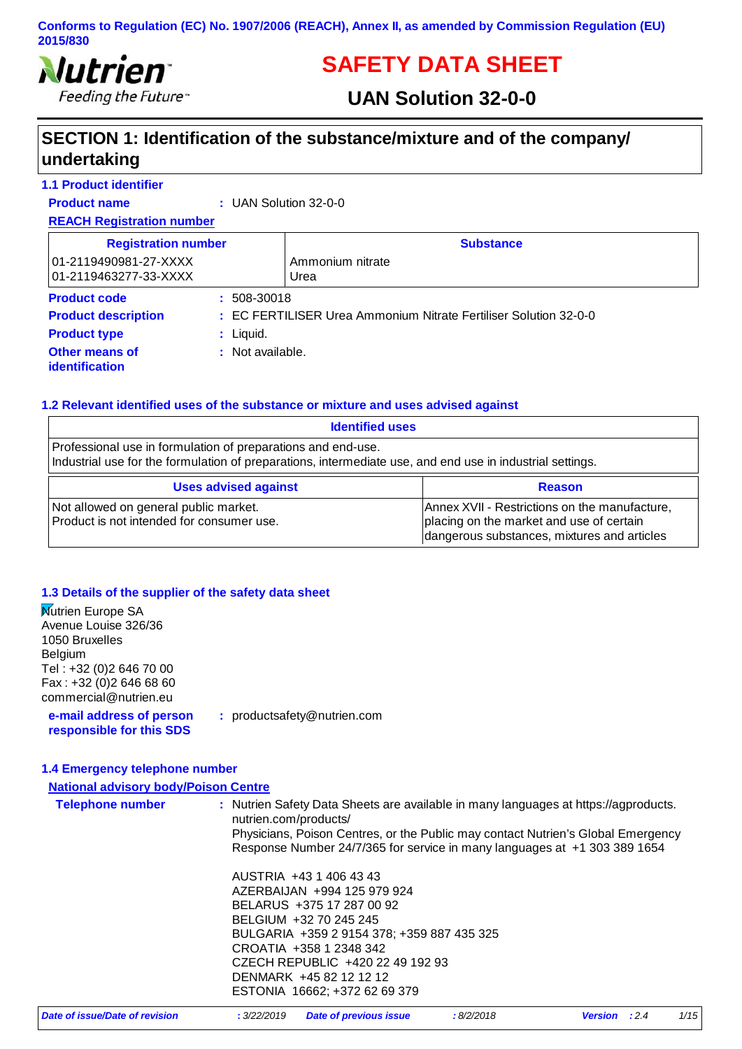Conforms to Regulation (EC) No. 1907/2006 (REACH), Annex II, as amended by Commission Regulation (EU) 2015/830

# SAFETY DATA SHEET

## UAN Solution 32-0-0

## SECTION 1: Identification of the substance/mixture and of the company/ undertaking

### 1.1 Product identifier

**Product name** : UAN Solution 32-0-0

**REACH Registration number**

| Registration number | Substance |
|---|---|
| 01-2119490981-27-XXXX<br>01-2119463277-33-XXXX | Ammonium nitrate<br>Urea |

**Product code** : 508-30018

**Product description** : EC FERTILISER Urea Ammonium Nitrate Fertiliser Solution 32-0-0

**Product type** : Liquid.

**Other means of identification** : Not available.

### 1.2 Relevant identified uses of the substance or mixture and uses advised against

| Identified uses |
|---|
| Professional use in formulation of preparations and end-use.<br>Industrial use for the formulation of preparations, intermediate use, and end use in industrial settings. |

| Uses advised against | Reason |
|---|---|
| Not allowed on general public market.<br>Product is not intended for consumer use. | Annex XVII - Restrictions on the manufacture, placing on the market and use of certain dangerous substances, mixtures and articles |

### 1.3 Details of the supplier of the safety data sheet

Nutrien Europe SA
Avenue Louise 326/36
1050 Bruxelles
Belgium
Tel : +32 (0)2 646 70 00
Fax : +32 (0)2 646 68 60
commercial@nutrien.eu

**e-mail address of person responsible for this SDS** : productsafety@nutrien.com

### 1.4 Emergency telephone number

**National advisory body/Poison Centre**

**Telephone number** : Nutrien Safety Data Sheets are available in many languages at https://agproducts.nutrien.com/products/
Physicians, Poison Centres, or the Public may contact Nutrien's Global Emergency Response Number 24/7/365 for service in many languages at +1 303 389 1654

AUSTRIA +43 1 406 43 43
AZERBAIJAN +994 125 979 924
BELARUS +375 17 287 00 92
BELGIUM +32 70 245 245
BULGARIA +359 2 9154 378; +359 887 435 325
CROATIA +358 1 2348 342
CZECH REPUBLIC +420 22 49 192 93
DENMARK +45 82 12 12 12
ESTONIA 16662; +372 62 69 379

*Date of issue/Date of revision* : 3/22/2019 *Date of previous issue* : 8/2/2018 *Version* : 2.4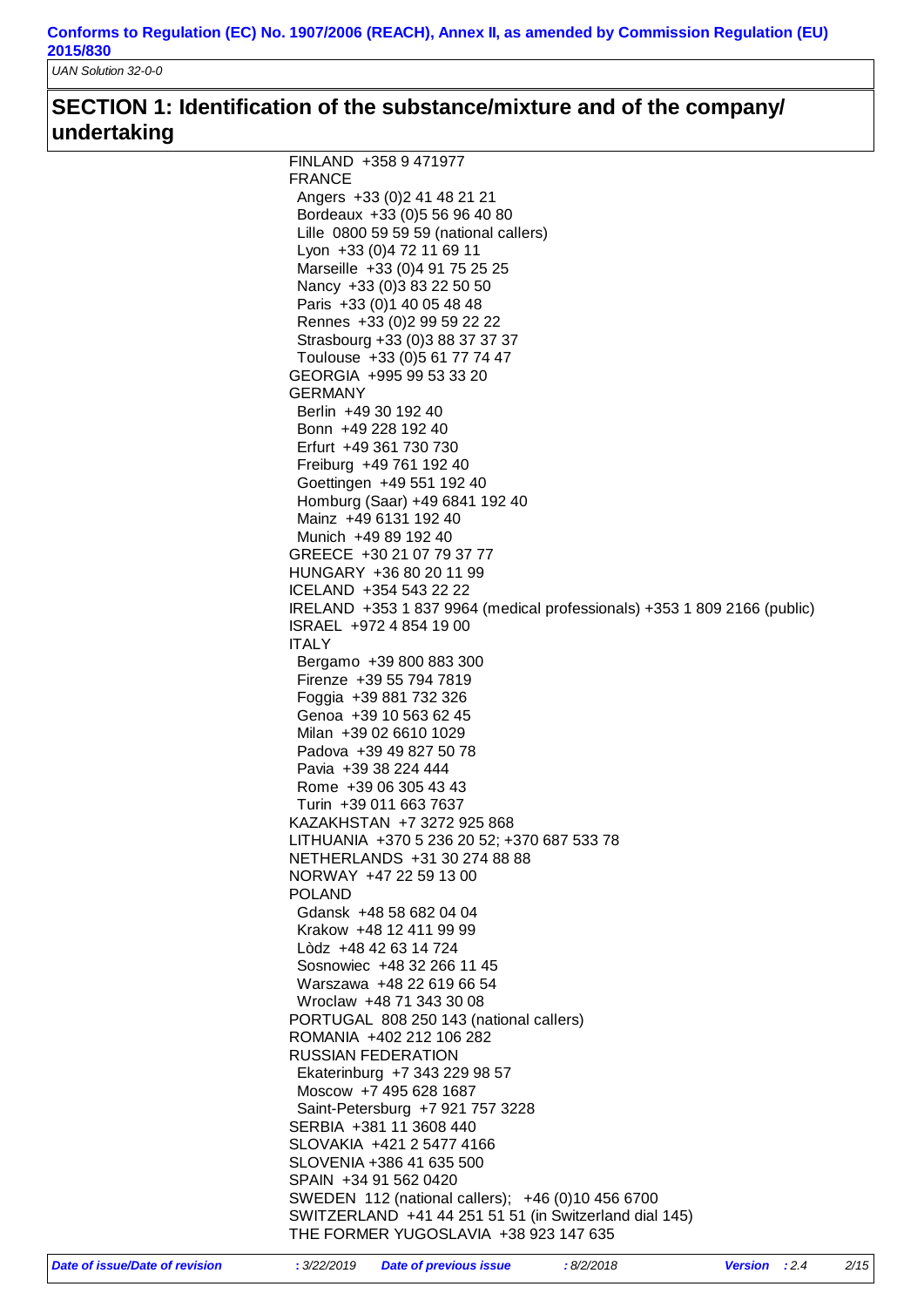## SECTION 1: Identification of the substance/mixture and of the company/ undertaking

FINLAND +358 9 471977
FRANCE
- Angers +33 (0)2 41 48 21 21
- Bordeaux +33 (0)5 56 96 40 80
- Lille 0800 59 59 59 (national callers)
- Lyon +33 (0)4 72 11 69 11
- Marseille +33 (0)4 91 75 25 25
- Nancy +33 (0)3 83 22 50 50
- Paris +33 (0)1 40 05 48 48
- Rennes +33 (0)2 99 59 22 22
- Strasbourg +33 (0)3 88 37 37 37
- Toulouse +33 (0)5 61 77 74 47

GEORGIA +995 99 53 33 20
GERMANY
- Berlin +49 30 192 40
- Bonn +49 228 192 40
- Erfurt +49 361 730 730
- Freiburg +49 761 192 40
- Goettingen +49 551 192 40
- Homburg (Saar) +49 6841 192 40
- Mainz +49 6131 192 40
- Munich +49 89 192 40

GREECE +30 21 07 79 37 77
HUNGARY +36 80 20 11 99
ICELAND +354 543 22 22
IRELAND +353 1 837 9964 (medical professionals) +353 1 809 2166 (public)
ISRAEL +972 4 854 19 00
ITALY
- Bergamo +39 800 883 300
- Firenze +39 55 794 7819
- Foggia +39 881 732 326
- Genoa +39 10 563 62 45
- Milan +39 02 6610 1029
- Padova +39 49 827 50 78
- Pavia +39 38 224 444
- Rome +39 06 305 43 43
- Turin +39 011 663 7637

KAZAKHSTAN +7 3272 925 868
LITHUANIA +370 5 236 20 52; +370 687 533 78
NETHERLANDS +31 30 274 88 88
NORWAY +47 22 59 13 00
POLAND
- Gdansk +48 58 682 04 04
- Krakow +48 12 411 99 99
- Lòdz +48 42 63 14 724
- Sosnowiec +48 32 266 11 45
- Warszawa +48 22 619 66 54
- Wroclaw +48 71 343 30 08

PORTUGAL 808 250 143 (national callers)
ROMANIA +402 212 106 282
RUSSIAN FEDERATION
- Ekaterinburg +7 343 229 98 57
- Moscow +7 495 628 1687
- Saint-Petersburg +7 921 757 3228

SERBIA +381 11 3608 440
SLOVAKIA +421 2 5477 4166
SLOVENIA +386 41 635 500
SPAIN +34 91 562 0420
SWEDEN 112 (national callers); +46 (0)10 456 6700
SWITZERLAND +41 44 251 51 51 (in Switzerland dial 145)
THE FORMER YUGOSLAVIA +38 923 147 635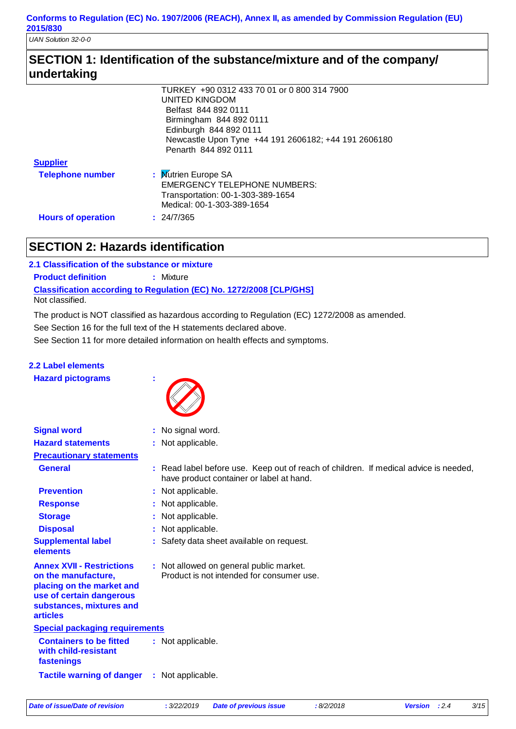## SECTION 1: Identification of the substance/mixture and of the company/ undertaking

TURKEY +90 0312 433 70 01 or 0 800 314 7900
UNITED KINGDOM
Belfast 844 892 0111
Birmingham 844 892 0111
Edinburgh 844 892 0111
Newcastle Upon Tyne +44 191 2606182; +44 191 2606180
Penarth 844 892 0111

**Supplier**

**Telephone number** : Nutrien Europe SA
EMERGENCY TELEPHONE NUMBERS:
Transportation: 00-1-303-389-1654
Medical: 00-1-303-389-1654

**Hours of operation** : 24/7/365

## SECTION 2: Hazards identification

### 2.1 Classification of the substance or mixture

**Product definition** : Mixture

**Classification according to Regulation (EC) No. 1272/2008 [CLP/GHS]**

Not classified.

The product is NOT classified as hazardous according to Regulation (EC) 1272/2008 as amended.

See Section 16 for the full text of the H statements declared above.

See Section 11 for more detailed information on health effects and symptoms.

### 2.2 Label elements

**Hazard pictograms** :

**Signal word** : No signal word.

**Hazard statements** : Not applicable.

**Precautionary statements**

**General** : Read label before use. Keep out of reach of children. If medical advice is needed, have product container or label at hand.

**Prevention** : Not applicable.

**Response** : Not applicable.

**Storage** : Not applicable.

**Disposal** : Not applicable.

**Supplemental label elements** : Safety data sheet available on request.

**Annex XVII - Restrictions on the manufacture, placing on the market and use of certain dangerous substances, mixtures and articles** : Not allowed on general public market.
Product is not intended for consumer use.

**Special packaging requirements**

**Containers to be fitted with child-resistant fastenings** : Not applicable.

**Tactile warning of danger** : Not applicable.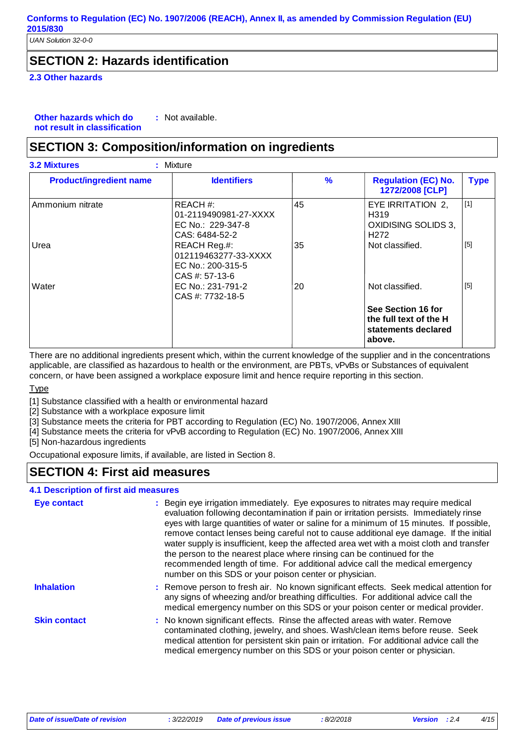## SECTION 2: Hazards identification

### 2.3 Other hazards

**Other hazards which do not result in classification** : Not available.

## SECTION 3: Composition/information on ingredients

**3.2 Mixtures** : Mixture

| Product/ingredient name | Identifiers | % | Regulation (EC) No. 1272/2008 [CLP] | Type |
|---|---|---|---|---|
| Ammonium nitrate | REACH #: 01-2119490981-27-XXXX<br>EC No.: 229-347-8<br>CAS: 6484-52-2 | 45 | EYE IRRITATION 2, H319<br>OXIDISING SOLIDS 3, H272 | [1] |
| Urea | REACH Reg.#: 012119463277-33-XXXX<br>EC No.: 200-315-5<br>CAS #: 57-13-6 | 35 | Not classified. | [5] |
| Water | EC No.: 231-791-2<br>CAS #: 7732-18-5 | 20 | Not classified. | [5] |
| | | | **See Section 16 for the full text of the H statements declared above.** | |

There are no additional ingredients present which, within the current knowledge of the supplier and in the concentrations applicable, are classified as hazardous to health or the environment, are PBTs, vPvBs or Substances of equivalent concern, or have been assigned a workplace exposure limit and hence require reporting in this section.

Type

[1] Substance classified with a health or environmental hazard
[2] Substance with a workplace exposure limit
[3] Substance meets the criteria for PBT according to Regulation (EC) No. 1907/2006, Annex XIII
[4] Substance meets the criteria for vPvB according to Regulation (EC) No. 1907/2006, Annex XIII
[5] Non-hazardous ingredients

Occupational exposure limits, if available, are listed in Section 8.

## SECTION 4: First aid measures

### 4.1 Description of first aid measures

**Eye contact** : Begin eye irrigation immediately. Eye exposures to nitrates may require medical evaluation following decontamination if pain or irritation persists. Immediately rinse eyes with large quantities of water or saline for a minimum of 15 minutes. If possible, remove contact lenses being careful not to cause additional eye damage. If the initial water supply is insufficient, keep the affected area wet with a moist cloth and transfer the person to the nearest place where rinsing can be continued for the recommended length of time. For additional advice call the medical emergency number on this SDS or your poison center or physician.

**Inhalation** : Remove person to fresh air. No known significant effects. Seek medical attention for any signs of wheezing and/or breathing difficulties. For additional advice call the medical emergency number on this SDS or your poison center or medical provider.

**Skin contact** : No known significant effects. Rinse the affected areas with water. Remove contaminated clothing, jewelry, and shoes. Wash/clean items before reuse. Seek medical attention for persistent skin pain or irritation. For additional advice call the medical emergency number on this SDS or your poison center or physician.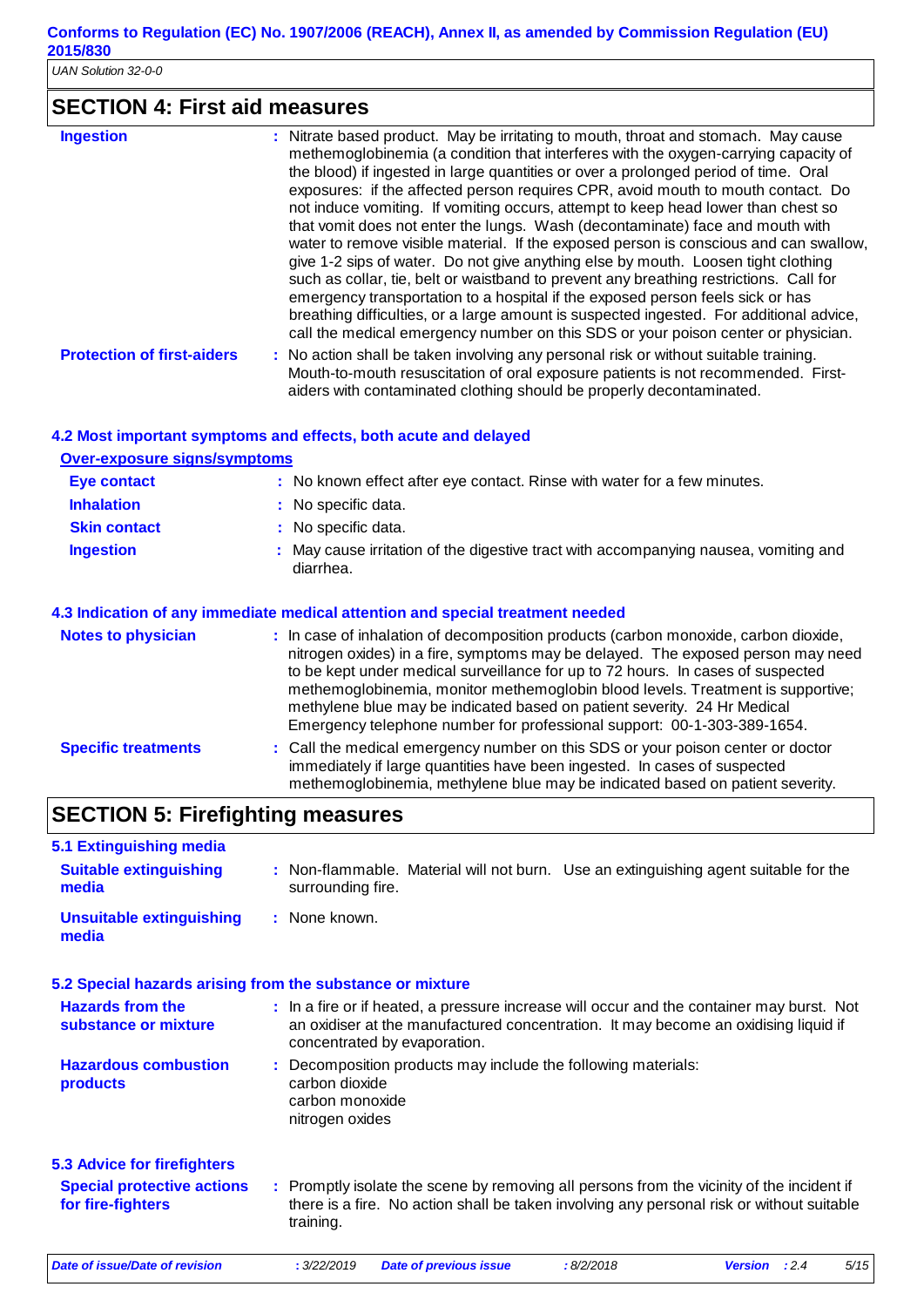## SECTION 4: First aid measures

| | |
|---|---|
| **Ingestion** | Nitrate based product. May be irritating to mouth, throat and stomach. May cause methemoglobinemia (a condition that interferes with the oxygen-carrying capacity of the blood) if ingested in large quantities or over a prolonged period of time. Oral exposures: if the affected person requires CPR, avoid mouth to mouth contact. Do not induce vomiting. If vomiting occurs, attempt to keep head lower than chest so that vomit does not enter the lungs. Wash (decontaminate) face and mouth with water to remove visible material. If the exposed person is conscious and can swallow, give 1-2 sips of water. Do not give anything else by mouth. Loosen tight clothing such as collar, tie, belt or waistband to prevent any breathing restrictions. Call for emergency transportation to a hospital if the exposed person feels sick or has breathing difficulties, or a large amount is suspected ingested. For additional advice, call the medical emergency number on this SDS or your poison center or physician. |
| **Protection of first-aiders** | No action shall be taken involving any personal risk or without suitable training. Mouth-to-mouth resuscitation of oral exposure patients is not recommended. First-aiders with contaminated clothing should be properly decontaminated. |

### 4.2 Most important symptoms and effects, both acute and delayed

**Over-exposure signs/symptoms**

| | |
|---|---|
| **Eye contact** | No known effect after eye contact. Rinse with water for a few minutes. |
| **Inhalation** | No specific data. |
| **Skin contact** | No specific data. |
| **Ingestion** | May cause irritation of the digestive tract with accompanying nausea, vomiting and diarrhea. |

### 4.3 Indication of any immediate medical attention and special treatment needed

| | |
|---|---|
| **Notes to physician** | In case of inhalation of decomposition products (carbon monoxide, carbon dioxide, nitrogen oxides) in a fire, symptoms may be delayed. The exposed person may need to be kept under medical surveillance for up to 72 hours. In cases of suspected methemoglobinemia, monitor methemoglobin blood levels. Treatment is supportive; methylene blue may be indicated based on patient severity. 24 Hr Medical Emergency telephone number for professional support: 00-1-303-389-1654. |
| **Specific treatments** | Call the medical emergency number on this SDS or your poison center or doctor immediately if large quantities have been ingested. In cases of suspected methemoglobinemia, methylene blue may be indicated based on patient severity. |

## SECTION 5: Firefighting measures

### 5.1 Extinguishing media

| | |
|---|---|
| **Suitable extinguishing media** | Non-flammable. Material will not burn. Use an extinguishing agent suitable for the surrounding fire. |
| **Unsuitable extinguishing media** | None known. |

### 5.2 Special hazards arising from the substance or mixture

| | |
|---|---|
| **Hazards from the substance or mixture** | In a fire or if heated, a pressure increase will occur and the container may burst. Not an oxidiser at the manufactured concentration. It may become an oxidising liquid if concentrated by evaporation. |
| **Hazardous combustion products** | Decomposition products may include the following materials:<br>carbon dioxide<br>carbon monoxide<br>nitrogen oxides |

### 5.3 Advice for firefighters

| | |
|---|---|
| **Special protective actions for fire-fighters** | Promptly isolate the scene by removing all persons from the vicinity of the incident if there is a fire. No action shall be taken involving any personal risk or without suitable training. |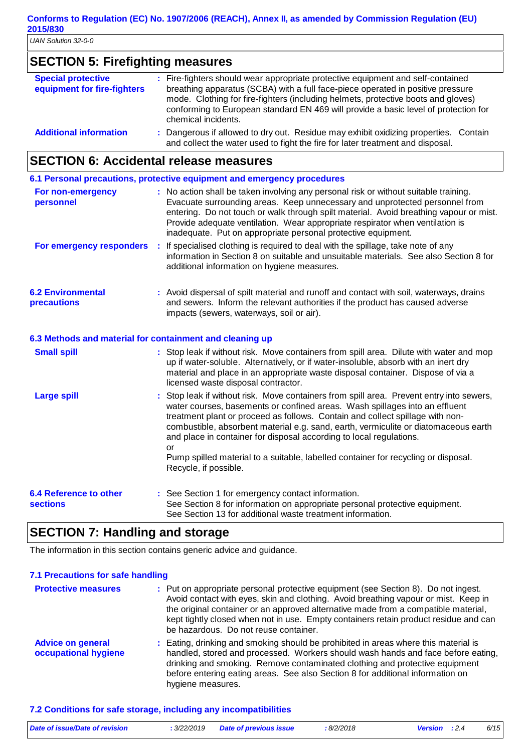## SECTION 5: Firefighting measures

**Special protective equipment for fire-fighters** : Fire-fighters should wear appropriate protective equipment and self-contained breathing apparatus (SCBA) with a full face-piece operated in positive pressure mode. Clothing for fire-fighters (including helmets, protective boots and gloves) conforming to European standard EN 469 will provide a basic level of protection for chemical incidents.

**Additional information** : Dangerous if allowed to dry out. Residue may exhibit oxidizing properties. Contain and collect the water used to fight the fire for later treatment and disposal.

## SECTION 6: Accidental release measures

### 6.1 Personal precautions, protective equipment and emergency procedures

**For non-emergency personnel** : No action shall be taken involving any personal risk or without suitable training. Evacuate surrounding areas. Keep unnecessary and unprotected personnel from entering. Do not touch or walk through spilt material. Avoid breathing vapour or mist. Provide adequate ventilation. Wear appropriate respirator when ventilation is inadequate. Put on appropriate personal protective equipment.

**For emergency responders** : If specialised clothing is required to deal with the spillage, take note of any information in Section 8 on suitable and unsuitable materials. See also Section 8 for additional information on hygiene measures.

**6.2 Environmental precautions** : Avoid dispersal of spilt material and runoff and contact with soil, waterways, drains and sewers. Inform the relevant authorities if the product has caused adverse impacts (sewers, waterways, soil or air).

### 6.3 Methods and material for containment and cleaning up

**Small spill** : Stop leak if without risk. Move containers from spill area. Dilute with water and mop up if water-soluble. Alternatively, or if water-insoluble, absorb with an inert dry material and place in an appropriate waste disposal container. Dispose of via a licensed waste disposal contractor.

**Large spill** : Stop leak if without risk. Move containers from spill area. Prevent entry into sewers, water courses, basements or confined areas. Wash spillages into an effluent treatment plant or proceed as follows. Contain and collect spillage with non-combustible, absorbent material e.g. sand, earth, vermiculite or diatomaceous earth and place in container for disposal according to local regulations.
or
Pump spilled material to a suitable, labelled container for recycling or disposal. Recycle, if possible.

**6.4 Reference to other sections** : See Section 1 for emergency contact information.
See Section 8 for information on appropriate personal protective equipment.
See Section 13 for additional waste treatment information.

## SECTION 7: Handling and storage

The information in this section contains generic advice and guidance.

### 7.1 Precautions for safe handling

**Protective measures** : Put on appropriate personal protective equipment (see Section 8). Do not ingest. Avoid contact with eyes, skin and clothing. Avoid breathing vapour or mist. Keep in the original container or an approved alternative made from a compatible material, kept tightly closed when not in use. Empty containers retain product residue and can be hazardous. Do not reuse container.

**Advice on general occupational hygiene** : Eating, drinking and smoking should be prohibited in areas where this material is handled, stored and processed. Workers should wash hands and face before eating, drinking and smoking. Remove contaminated clothing and protective equipment before entering eating areas. See also Section 8 for additional information on hygiene measures.

### 7.2 Conditions for safe storage, including any incompatibilities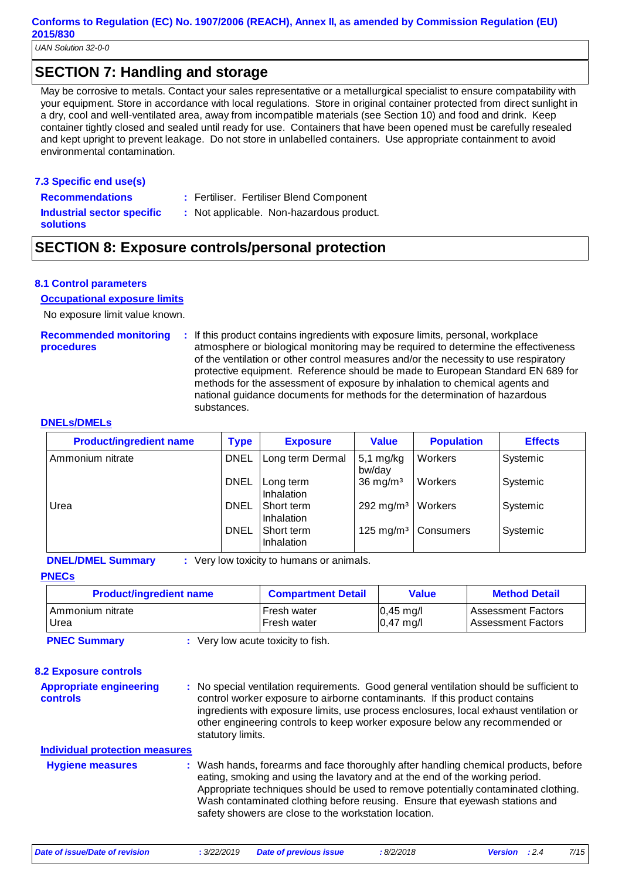## SECTION 7: Handling and storage

May be corrosive to metals. Contact your sales representative or a metallurgical specialist to ensure compatability with your equipment. Store in accordance with local regulations. Store in original container protected from direct sunlight in a dry, cool and well-ventilated area, away from incompatible materials (see Section 10) and food and drink. Keep container tightly closed and sealed until ready for use. Containers that have been opened must be carefully resealed and kept upright to prevent leakage. Do not store in unlabelled containers. Use appropriate containment to avoid environmental contamination.

### 7.3 Specific end use(s)

**Recommendations** : Fertiliser. Fertiliser Blend Component

**Industrial sector specific solutions** : Not applicable. Non-hazardous product.

## SECTION 8: Exposure controls/personal protection

### 8.1 Control parameters

**Occupational exposure limits**

No exposure limit value known.

**Recommended monitoring procedures** : If this product contains ingredients with exposure limits, personal, workplace atmosphere or biological monitoring may be required to determine the effectiveness of the ventilation or other control measures and/or the necessity to use respiratory protective equipment. Reference should be made to European Standard EN 689 for methods for the assessment of exposure by inhalation to chemical agents and national guidance documents for methods for the determination of hazardous substances.

**DNELs/DMELs**

| Product/ingredient name | Type | Exposure | Value | Population | Effects |
|---|---|---|---|---|---|
| Ammonium nitrate | DNEL | Long term Dermal | 5,1 mg/kg bw/day | Workers | Systemic |
| | DNEL | Long term Inhalation | 36 mg/m³ | Workers | Systemic |
| Urea | DNEL | Short term Inhalation | 292 mg/m³ | Workers | Systemic |
| | DNEL | Short term Inhalation | 125 mg/m³ | Consumers | Systemic |

**DNEL/DMEL Summary** : Very low toxicity to humans or animals.

**PNECs**

| Product/ingredient name | Compartment Detail | Value | Method Detail |
|---|---|---|---|
| Ammonium nitrate | Fresh water | 0,45 mg/l | Assessment Factors |
| Urea | Fresh water | 0,47 mg/l | Assessment Factors |

**PNEC Summary** : Very low acute toxicity to fish.

### 8.2 Exposure controls

**Appropriate engineering controls** : No special ventilation requirements. Good general ventilation should be sufficient to control worker exposure to airborne contaminants. If this product contains ingredients with exposure limits, use process enclosures, local exhaust ventilation or other engineering controls to keep worker exposure below any recommended or statutory limits.

**Individual protection measures**

**Hygiene measures** : Wash hands, forearms and face thoroughly after handling chemical products, before eating, smoking and using the lavatory and at the end of the working period. Appropriate techniques should be used to remove potentially contaminated clothing. Wash contaminated clothing before reusing. Ensure that eyewash stations and safety showers are close to the workstation location.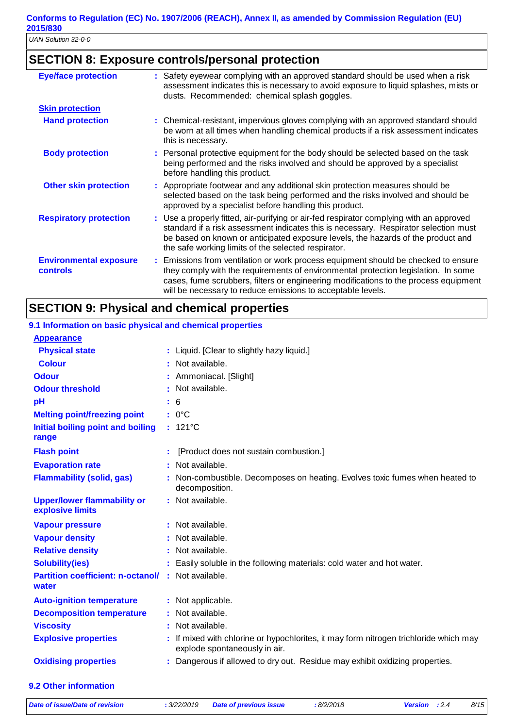## SECTION 8: Exposure controls/personal protection

**Eye/face protection** : Safety eyewear complying with an approved standard should be used when a risk assessment indicates this is necessary to avoid exposure to liquid splashes, mists or dusts. Recommended: chemical splash goggles.

**Skin protection**

**Hand protection** : Chemical-resistant, impervious gloves complying with an approved standard should be worn at all times when handling chemical products if a risk assessment indicates this is necessary.

**Body protection** : Personal protective equipment for the body should be selected based on the task being performed and the risks involved and should be approved by a specialist before handling this product.

**Other skin protection** : Appropriate footwear and any additional skin protection measures should be selected based on the task being performed and the risks involved and should be approved by a specialist before handling this product.

**Respiratory protection** : Use a properly fitted, air-purifying or air-fed respirator complying with an approved standard if a risk assessment indicates this is necessary. Respirator selection must be based on known or anticipated exposure levels, the hazards of the product and the safe working limits of the selected respirator.

**Environmental exposure controls** : Emissions from ventilation or work process equipment should be checked to ensure they comply with the requirements of environmental protection legislation. In some cases, fume scrubbers, filters or engineering modifications to the process equipment will be necessary to reduce emissions to acceptable levels.

## SECTION 9: Physical and chemical properties

### 9.1 Information on basic physical and chemical properties

**Appearance**

**Physical state** : Liquid. [Clear to slightly hazy liquid.]

**Colour** : Not available.

**Odour** : Ammoniacal. [Slight]

**Odour threshold** : Not available.

**pH** : 6

**Melting point/freezing point** : 0°C

**Initial boiling point and boiling range** : 121°C

**Flash point** : [Product does not sustain combustion.]

**Evaporation rate** : Not available.

**Flammability (solid, gas)** : Non-combustible. Decomposes on heating. Evolves toxic fumes when heated to decomposition.

**Upper/lower flammability or explosive limits** : Not available.

**Vapour pressure** : Not available.

**Vapour density** : Not available.

**Relative density** : Not available.

**Solubility(ies)** : Easily soluble in the following materials: cold water and hot water.

**Partition coefficient: n-octanol/water** : Not available.

**Auto-ignition temperature** : Not applicable.

**Decomposition temperature** : Not available.

**Viscosity** : Not available.

**Explosive properties** : If mixed with chlorine or hypochlorites, it may form nitrogen trichloride which may explode spontaneously in air.

**Oxidising properties** : Dangerous if allowed to dry out. Residue may exhibit oxidizing properties.

### 9.2 Other information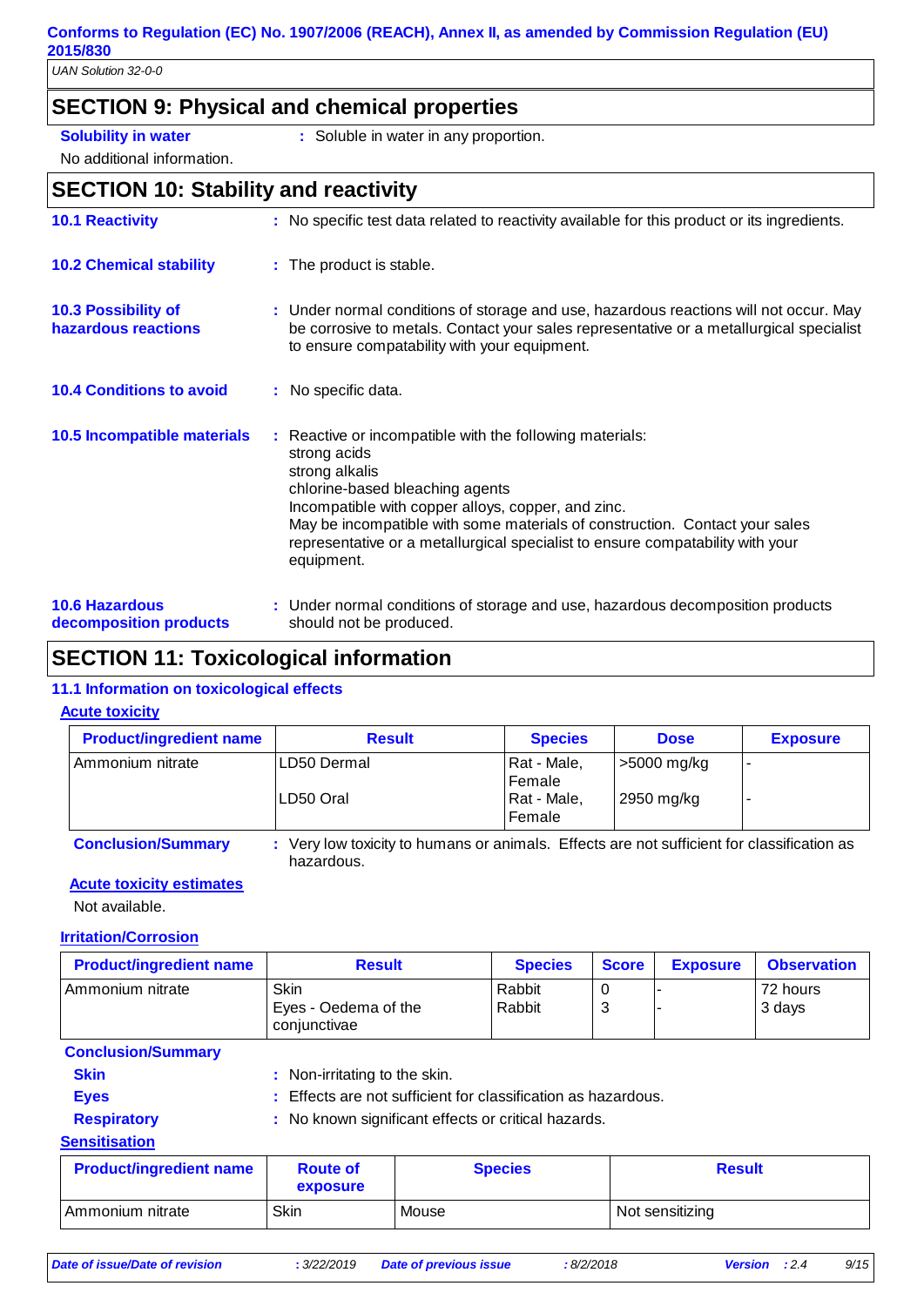## SECTION 9: Physical and chemical properties

**Solubility in water** : Soluble in water in any proportion.

No additional information.

## SECTION 10: Stability and reactivity

**10.1 Reactivity** : No specific test data related to reactivity available for this product or its ingredients.

**10.2 Chemical stability** : The product is stable.

**10.3 Possibility of hazardous reactions** : Under normal conditions of storage and use, hazardous reactions will not occur. May be corrosive to metals. Contact your sales representative or a metallurgical specialist to ensure compatability with your equipment.

**10.4 Conditions to avoid** : No specific data.

**10.5 Incompatible materials** : Reactive or incompatible with the following materials:
strong acids
strong alkalis
chlorine-based bleaching agents
Incompatible with copper alloys, copper, and zinc.
May be incompatible with some materials of construction. Contact your sales representative or a metallurgical specialist to ensure compatability with your equipment.

**10.6 Hazardous decomposition products** : Under normal conditions of storage and use, hazardous decomposition products should not be produced.

## SECTION 11: Toxicological information

### 11.1 Information on toxicological effects

**Acute toxicity**

| Product/ingredient name | Result | Species | Dose | Exposure |
|---|---|---|---|---|
| Ammonium nitrate | LD50 Dermal | Rat - Male, Female | >5000 mg/kg | - |
| | LD50 Oral | Rat - Male, Female | 2950 mg/kg | - |

**Conclusion/Summary** : Very low toxicity to humans or animals. Effects are not sufficient for classification as hazardous.

**Acute toxicity estimates**

Not available.

**Irritation/Corrosion**

| Product/ingredient name | Result | Species | Score | Exposure | Observation |
|---|---|---|---|---|---|
| Ammonium nitrate | Skin | Rabbit | 0 | - | 72 hours |
| | Eyes - Oedema of the conjunctivae | Rabbit | 3 | - | 3 days |

**Conclusion/Summary**

**Skin** : Non-irritating to the skin.

**Eyes** : Effects are not sufficient for classification as hazardous.

**Respiratory** : No known significant effects or critical hazards.

**Sensitisation**

| Product/ingredient name | Route of exposure | Species | Result |
|---|---|---|---|
| Ammonium nitrate | Skin | Mouse | Not sensitizing |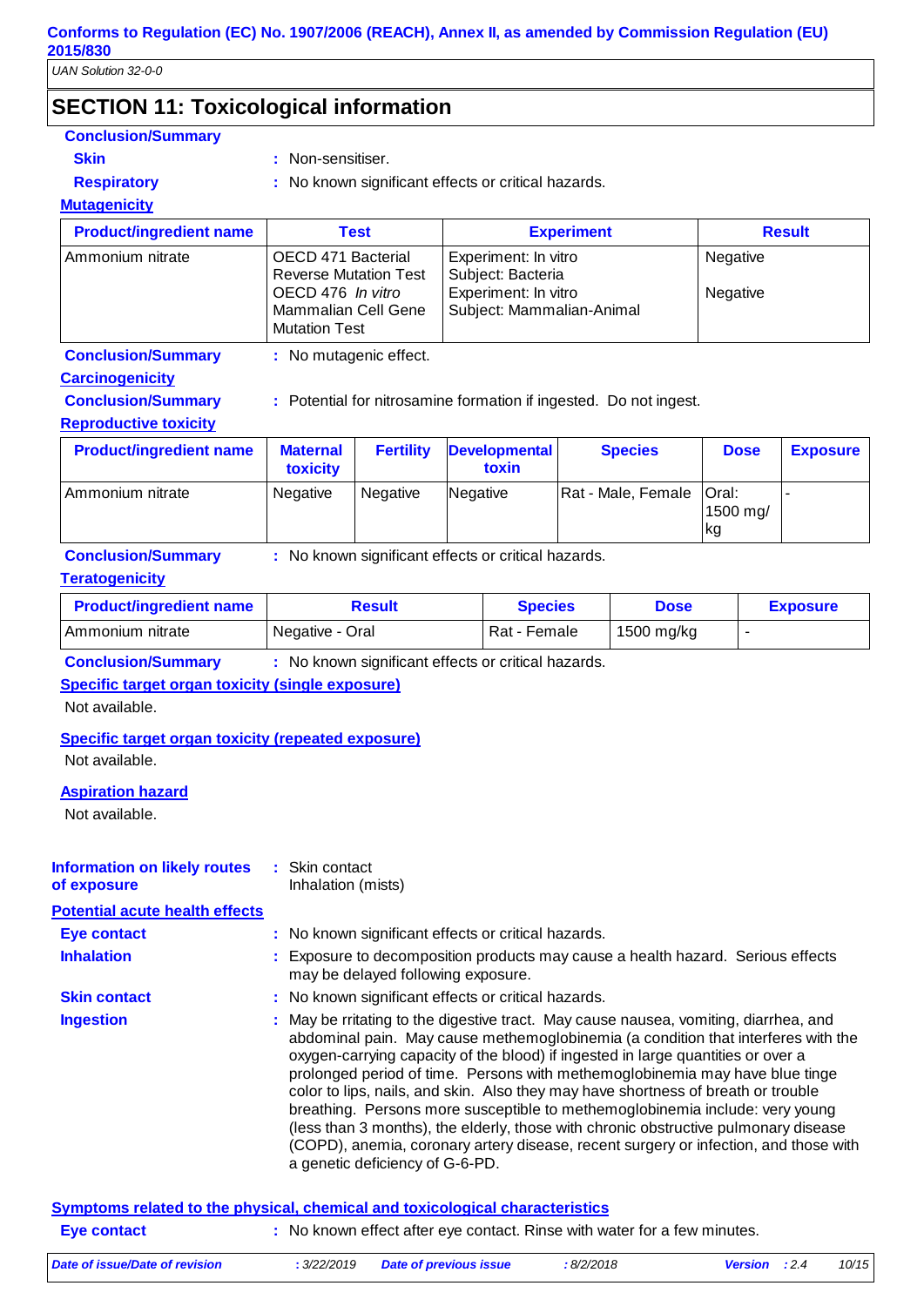## SECTION 11: Toxicological information

**Conclusion/Summary**

**Skin** : Non-sensitiser.

**Respiratory** : No known significant effects or critical hazards.

**Mutagenicity**

| Product/ingredient name | Test | Experiment | Result |
|---|---|---|---|
| Ammonium nitrate | OECD 471 Bacterial Reverse Mutation Test<br>OECD 476 *In vitro* Mammalian Cell Gene Mutation Test | Experiment: In vitro<br>Subject: Bacteria<br>Experiment: In vitro<br>Subject: Mammalian-Animal | Negative<br><br>Negative |

**Conclusion/Summary** : No mutagenic effect.

**Carcinogenicity**

**Conclusion/Summary** : Potential for nitrosamine formation if ingested. Do not ingest.

**Reproductive toxicity**

| Product/ingredient name | Maternal toxicity | Fertility | Developmental toxin | Species | Dose | Exposure |
|---|---|---|---|---|---|---|
| Ammonium nitrate | Negative | Negative | Negative | Rat - Male, Female | Oral: 1500 mg/kg | - |

**Conclusion/Summary** : No known significant effects or critical hazards.

**Teratogenicity**

| Product/ingredient name | Result | Species | Dose | Exposure |
|---|---|---|---|---|
| Ammonium nitrate | Negative - Oral | Rat - Female | 1500 mg/kg | - |

**Conclusion/Summary** : No known significant effects or critical hazards.

**Specific target organ toxicity (single exposure)**

Not available.

**Specific target organ toxicity (repeated exposure)**

Not available.

**Aspiration hazard**

Not available.

**Information on likely routes of exposure** : Skin contact
Inhalation (mists)

**Potential acute health effects**

**Eye contact** : No known significant effects or critical hazards.

**Inhalation** : Exposure to decomposition products may cause a health hazard. Serious effects may be delayed following exposure.

**Skin contact** : No known significant effects or critical hazards.

**Ingestion** : May be rritating to the digestive tract. May cause nausea, vomiting, diarrhea, and abdominal pain. May cause methemoglobinemia (a condition that interferes with the oxygen-carrying capacity of the blood) if ingested in large quantities or over a prolonged period of time. Persons with methemoglobinemia may have blue tinge color to lips, nails, and skin. Also they may have shortness of breath or trouble breathing. Persons more susceptible to methemoglobinemia include: very young (less than 3 months), the elderly, those with chronic obstructive pulmonary disease (COPD), anemia, coronary artery disease, recent surgery or infection, and those with a genetic deficiency of G-6-PD.

**Symptoms related to the physical, chemical and toxicological characteristics**

**Eye contact** : No known effect after eye contact. Rinse with water for a few minutes.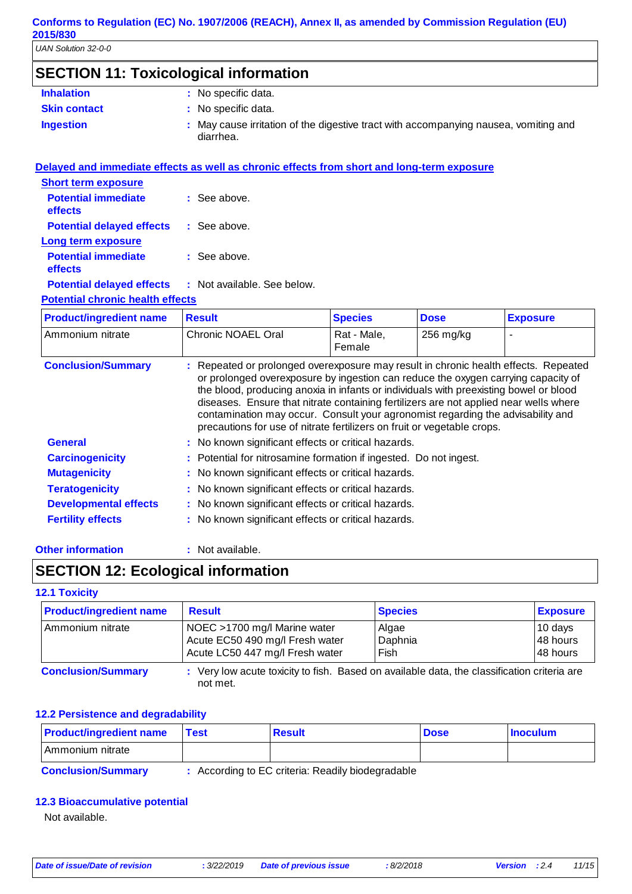## SECTION 11: Toxicological information

**Inhalation** : No specific data.

**Skin contact** : No specific data.

**Ingestion** : May cause irritation of the digestive tract with accompanying nausea, vomiting and diarrhea.

### Delayed and immediate effects as well as chronic effects from short and long-term exposure

**Short term exposure**

**Potential immediate effects** : See above.

**Potential delayed effects** : See above.

**Long term exposure**

**Potential immediate effects** : See above.

**Potential delayed effects** : Not available. See below.

**Potential chronic health effects**

| Product/ingredient name | Result | Species | Dose | Exposure |
|---|---|---|---|---|
| Ammonium nitrate | Chronic NOAEL Oral | Rat - Male, Female | 256 mg/kg | - |

**Conclusion/Summary** : Repeated or prolonged overexposure may result in chronic health effects. Repeated or prolonged overexposure by ingestion can reduce the oxygen carrying capacity of the blood, producing anoxia in infants or individuals with preexisting bowel or blood diseases. Ensure that nitrate containing fertilizers are not applied near wells where contamination may occur. Consult your agronomist regarding the advisability and precautions for use of nitrate fertilizers on fruit or vegetable crops.

**General** : No known significant effects or critical hazards.

**Carcinogenicity** : Potential for nitrosamine formation if ingested. Do not ingest.

**Mutagenicity** : No known significant effects or critical hazards.

**Teratogenicity** : No known significant effects or critical hazards.

**Developmental effects** : No known significant effects or critical hazards.

**Fertility effects** : No known significant effects or critical hazards.

**Other information** : Not available.

## SECTION 12: Ecological information

### 12.1 Toxicity

| Product/ingredient name | Result | Species | Exposure |
|---|---|---|---|
| Ammonium nitrate | NOEC >1700 mg/l Marine water | Algae | 10 days |
| | Acute EC50 490 mg/l Fresh water | Daphnia | 48 hours |
| | Acute LC50 447 mg/l Fresh water | Fish | 48 hours |

**Conclusion/Summary** : Very low acute toxicity to fish. Based on available data, the classification criteria are not met.

### 12.2 Persistence and degradability

| Product/ingredient name | Test | Result | Dose | Inoculum |
|---|---|---|---|---|
| Ammonium nitrate | | | | |

**Conclusion/Summary** : According to EC criteria: Readily biodegradable

### 12.3 Bioaccumulative potential

Not available.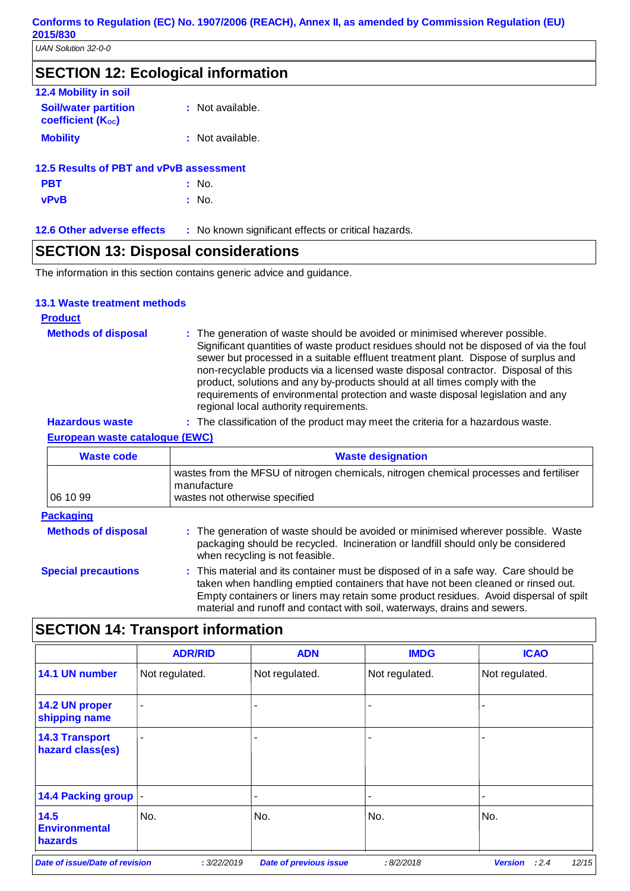## SECTION 12: Ecological information

### 12.4 Mobility in soil

**Soil/water partition coefficient ($K_{OC}$)** : Not available.

**Mobility** : Not available.

### 12.5 Results of PBT and vPvB assessment

**PBT** : No.

**vPvB** : No.

### 12.6 Other adverse effects

: No known significant effects or critical hazards.

## SECTION 13: Disposal considerations

The information in this section contains generic advice and guidance.

### 13.1 Waste treatment methods

**Product**

**Methods of disposal** : The generation of waste should be avoided or minimised wherever possible. Significant quantities of waste product residues should not be disposed of via the foul sewer but processed in a suitable effluent treatment plant. Dispose of surplus and non-recyclable products via a licensed waste disposal contractor. Disposal of this product, solutions and any by-products should at all times comply with the requirements of environmental protection and waste disposal legislation and any regional local authority requirements.

**Hazardous waste** : The classification of the product may meet the criteria for a hazardous waste.

**European waste catalogue (EWC)**

| Waste code | Waste designation |
| --- | --- |
| 06 10 99 | wastes from the MFSU of nitrogen chemicals, nitrogen chemical processes and fertiliser manufacture<br>wastes not otherwise specified |

**Packaging**

**Methods of disposal** : The generation of waste should be avoided or minimised wherever possible. Waste packaging should be recycled. Incineration or landfill should only be considered when recycling is not feasible.

**Special precautions** : This material and its container must be disposed of in a safe way. Care should be taken when handling emptied containers that have not been cleaned or rinsed out. Empty containers or liners may retain some product residues. Avoid dispersal of spilt material and runoff and contact with soil, waterways, drains and sewers.

## SECTION 14: Transport information

| | ADR/RID | ADN | IMDG | ICAO |
| --- | --- | --- | --- | --- |
| 14.1 UN number | Not regulated. | Not regulated. | Not regulated. | Not regulated. |
| 14.2 UN proper shipping name | - | - | - | - |
| 14.3 Transport hazard class(es) | - | - | - | - |
| 14.4 Packing group | - | - | - | - |
| 14.5 Environmental hazards | No. | No. | No. | No. |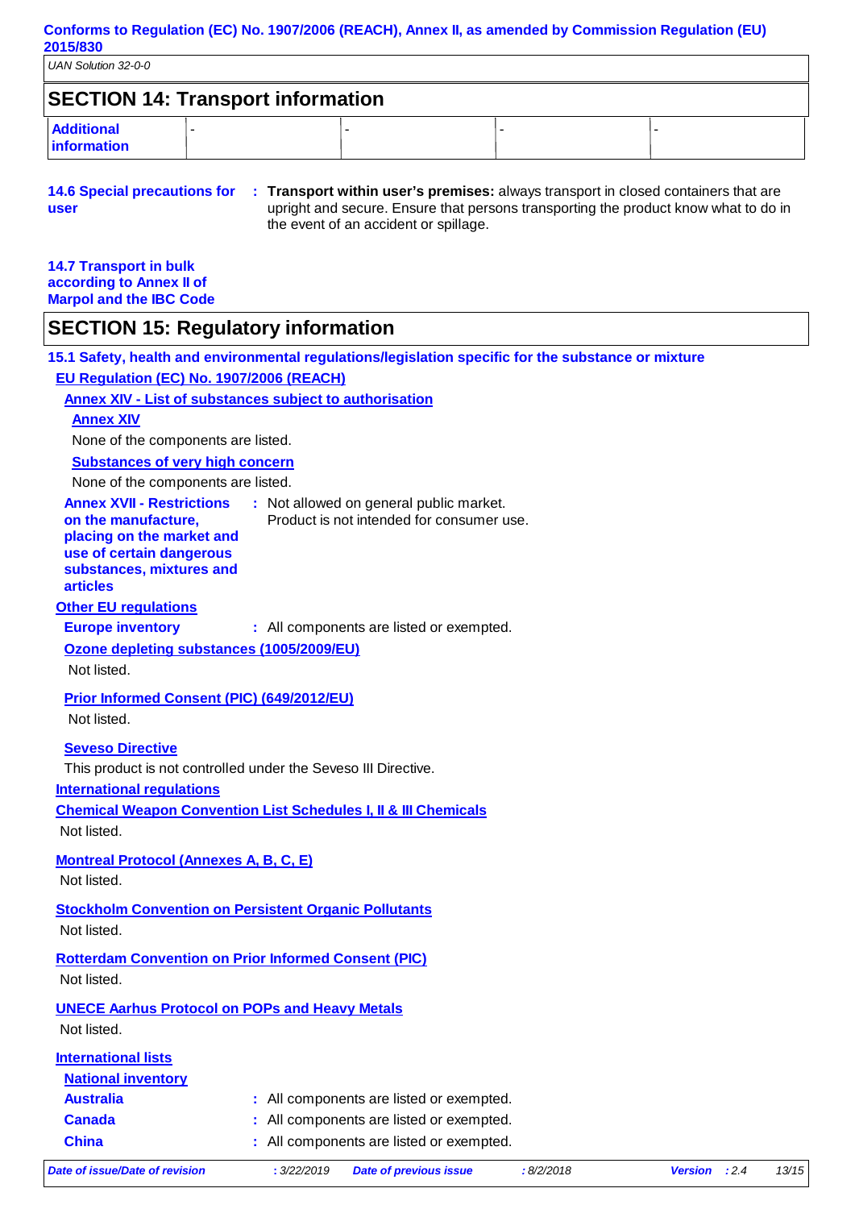## SECTION 14: Transport information

| Additional information | - | - | - | - |
|---|---|---|---|---|

**14.6 Special precautions for user** : **Transport within user's premises:** always transport in closed containers that are upright and secure. Ensure that persons transporting the product know what to do in the event of an accident or spillage.

**14.7 Transport in bulk according to Annex II of Marpol and the IBC Code**

## SECTION 15: Regulatory information

**15.1 Safety, health and environmental regulations/legislation specific for the substance or mixture**

**EU Regulation (EC) No. 1907/2006 (REACH)**

**Annex XIV - List of substances subject to authorisation**

**Annex XIV**

None of the components are listed.

**Substances of very high concern**

None of the components are listed.

**Annex XVII - Restrictions on the manufacture, placing on the market and use of certain dangerous substances, mixtures and articles** : Not allowed on general public market. Product is not intended for consumer use.

**Other EU regulations**

**Europe inventory** : All components are listed or exempted.

**Ozone depleting substances (1005/2009/EU)**

Not listed.

**Prior Informed Consent (PIC) (649/2012/EU)**

Not listed.

**Seveso Directive**

This product is not controlled under the Seveso III Directive.

**International regulations**

**Chemical Weapon Convention List Schedules I, II & III Chemicals**

Not listed.

**Montreal Protocol (Annexes A, B, C, E)**

Not listed.

**Stockholm Convention on Persistent Organic Pollutants**

Not listed.

**Rotterdam Convention on Prior Informed Consent (PIC)**

Not listed.

**UNECE Aarhus Protocol on POPs and Heavy Metals**

Not listed.

**International lists**

**National inventory**

**Australia** : All components are listed or exempted.

**Canada** : All components are listed or exempted.

**China** : All components are listed or exempted.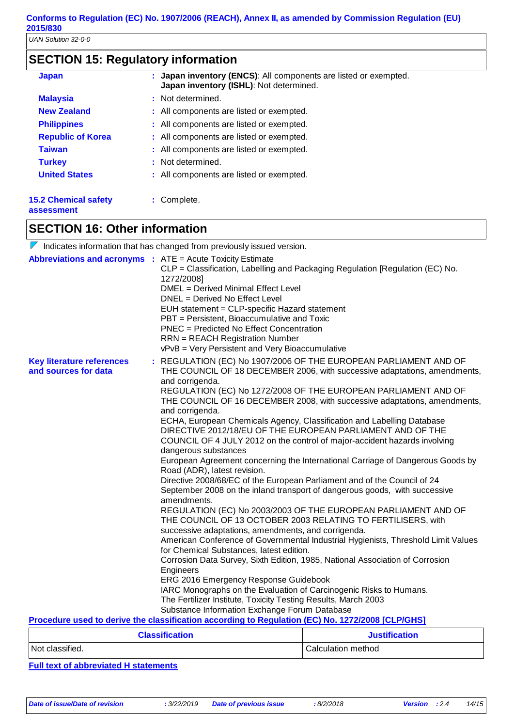## SECTION 15: Regulatory information

**Japan** : **Japan inventory (ENCS)**: All components are listed or exempted.
**Japan inventory (ISHL)**: Not determined.

**Malaysia** : Not determined.

**New Zealand** : All components are listed or exempted.

**Philippines** : All components are listed or exempted.

**Republic of Korea** : All components are listed or exempted.

**Taiwan** : All components are listed or exempted.

**Turkey** : Not determined.

**United States** : All components are listed or exempted.

**15.2 Chemical safety assessment** : Complete.

## SECTION 16: Other information

Indicates information that has changed from previously issued version.

**Abbreviations and acronyms** :
ATE = Acute Toxicity Estimate
CLP = Classification, Labelling and Packaging Regulation [Regulation (EC) No. 1272/2008]
DMEL = Derived Minimal Effect Level
DNEL = Derived No Effect Level
EUH statement = CLP-specific Hazard statement
PBT = Persistent, Bioaccumulative and Toxic
PNEC = Predicted No Effect Concentration
RRN = REACH Registration Number
vPvB = Very Persistent and Very Bioaccumulative

**Key literature references and sources for data** :
REGULATION (EC) No 1907/2006 OF THE EUROPEAN PARLIAMENT AND OF THE COUNCIL OF 18 DECEMBER 2006, with successive adaptations, amendments, and corrigenda.
REGULATION (EC) No 1272/2008 OF THE EUROPEAN PARLIAMENT AND OF THE COUNCIL OF 16 DECEMBER 2008, with successive adaptations, amendments, and corrigenda.
ECHA, European Chemicals Agency, Classification and Labelling Database
DIRECTIVE 2012/18/EU OF THE EUROPEAN PARLIAMENT AND OF THE COUNCIL OF 4 JULY 2012 on the control of major-accident hazards involving dangerous substances
European Agreement concerning the International Carriage of Dangerous Goods by Road (ADR), latest revision.
Directive 2008/68/EC of the European Parliament and of the Council of 24 September 2008 on the inland transport of dangerous goods, with successive amendments.
REGULATION (EC) No 2003/2003 OF THE EUROPEAN PARLIAMENT AND OF THE COUNCIL OF 13 OCTOBER 2003 RELATING TO FERTILISERS, with successive adaptations, amendments, and corrigenda.
American Conference of Governmental Industrial Hygienists, Threshold Limit Values for Chemical Substances, latest edition.
Corrosion Data Survey, Sixth Edition, 1985, National Association of Corrosion Engineers
ERG 2016 Emergency Response Guidebook
IARC Monographs on the Evaluation of Carcinogenic Risks to Humans.
The Fertilizer Institute, Toxicity Testing Results, March 2003
Substance Information Exchange Forum Database

**Procedure used to derive the classification according to Regulation (EC) No. 1272/2008 [CLP/GHS]**

| Classification | Justification |
| --- | --- |
| Not classified. | Calculation method |

**Full text of abbreviated H statements**

*Date of issue/Date of revision* : 3/22/2019 *Date of previous issue* : 8/2/2018 *Version* : 2.4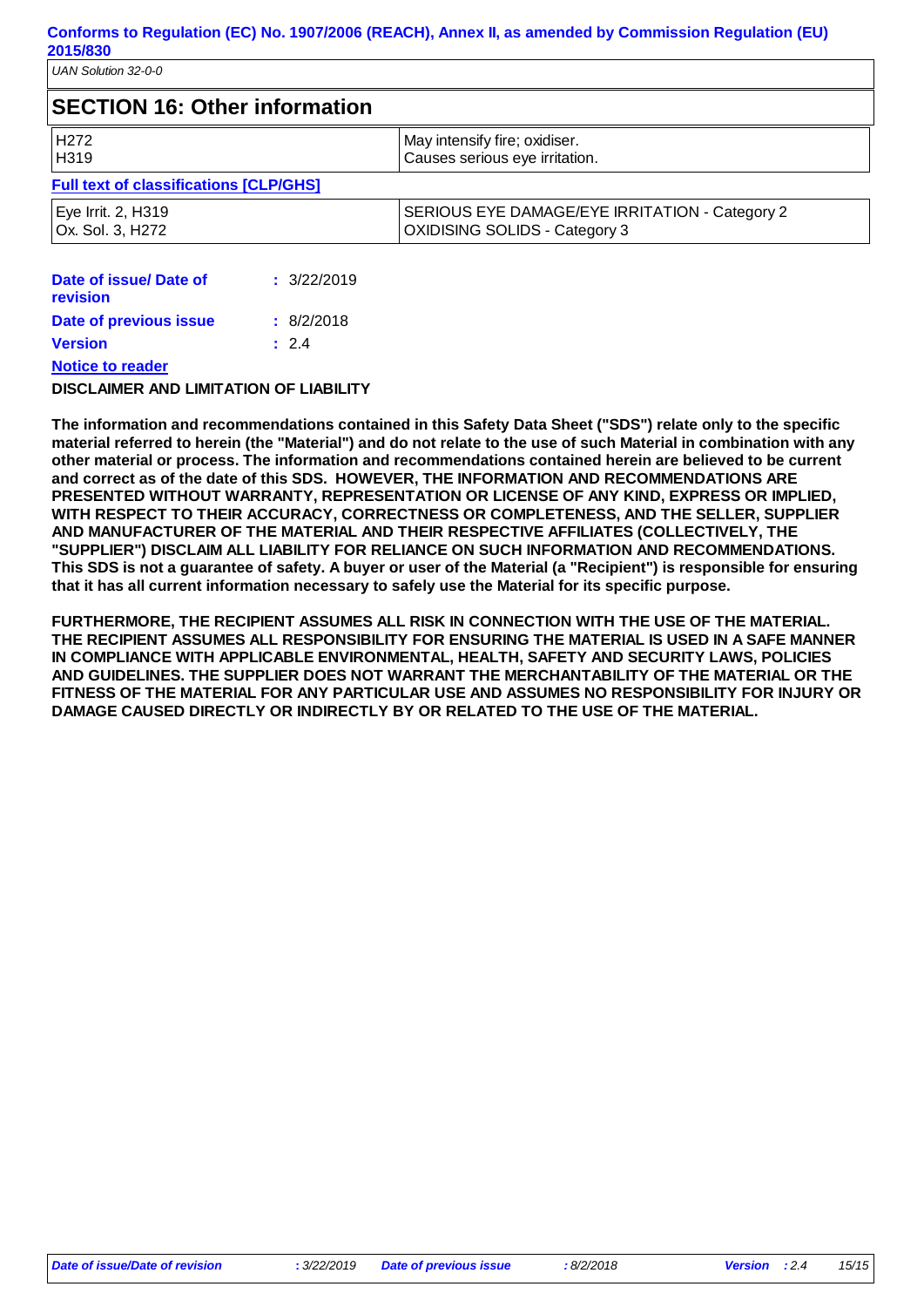## SECTION 16: Other information

| | |
|---|---|
| H272<br>H319 | May intensify fire; oxidiser.<br>Causes serious eye irritation. |

**Full text of classifications [CLP/GHS]**

| | |
|---|---|
| Eye Irrit. 2, H319<br>Ox. Sol. 3, H272 | SERIOUS EYE DAMAGE/EYE IRRITATION - Category 2<br>OXIDISING SOLIDS - Category 3 |

**Date of issue/ Date of revision** : 3/22/2019

**Date of previous issue** : 8/2/2018

**Version** : 2.4

**Notice to reader**

**DISCLAIMER AND LIMITATION OF LIABILITY**

**The information and recommendations contained in this Safety Data Sheet ("SDS") relate only to the specific material referred to herein (the "Material") and do not relate to the use of such Material in combination with any other material or process. The information and recommendations contained herein are believed to be current and correct as of the date of this SDS. HOWEVER, THE INFORMATION AND RECOMMENDATIONS ARE PRESENTED WITHOUT WARRANTY, REPRESENTATION OR LICENSE OF ANY KIND, EXPRESS OR IMPLIED, WITH RESPECT TO THEIR ACCURACY, CORRECTNESS OR COMPLETENESS, AND THE SELLER, SUPPLIER AND MANUFACTURER OF THE MATERIAL AND THEIR RESPECTIVE AFFILIATES (COLLECTIVELY, THE "SUPPLIER") DISCLAIM ALL LIABILITY FOR RELIANCE ON SUCH INFORMATION AND RECOMMENDATIONS. This SDS is not a guarantee of safety. A buyer or user of the Material (a "Recipient") is responsible for ensuring that it has all current information necessary to safely use the Material for its specific purpose.**

**FURTHERMORE, THE RECIPIENT ASSUMES ALL RISK IN CONNECTION WITH THE USE OF THE MATERIAL. THE RECIPIENT ASSUMES ALL RESPONSIBILITY FOR ENSURING THE MATERIAL IS USED IN A SAFE MANNER IN COMPLIANCE WITH APPLICABLE ENVIRONMENTAL, HEALTH, SAFETY AND SECURITY LAWS, POLICIES AND GUIDELINES. THE SUPPLIER DOES NOT WARRANT THE MERCHANTABILITY OF THE MATERIAL OR THE FITNESS OF THE MATERIAL FOR ANY PARTICULAR USE AND ASSUMES NO RESPONSIBILITY FOR INJURY OR DAMAGE CAUSED DIRECTLY OR INDIRECTLY BY OR RELATED TO THE USE OF THE MATERIAL.**